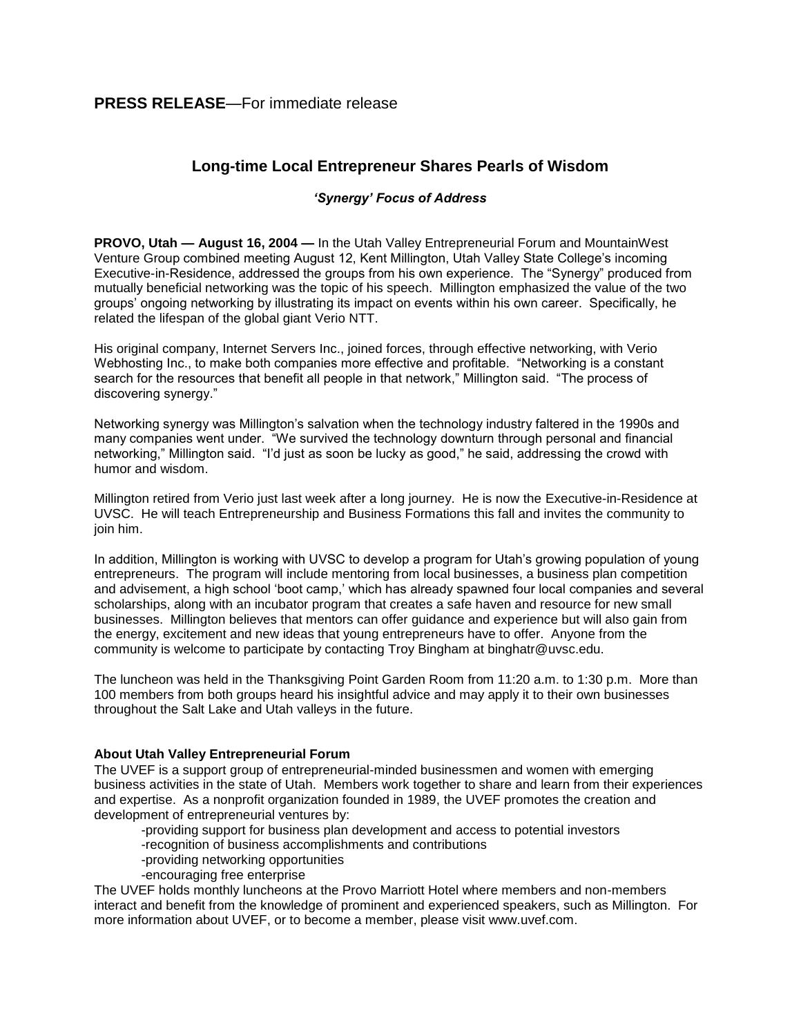**PRESS RELEASE**—For immediate release

## Long-time Local Entrepreneur Shares Pearls of Wisdom

### *'Synergy' Focus of Address*

**PROVO, Utah — August 16, 2004 —** In the Utah Valley Entrepreneurial Forum and MountainWest Venture Group combined meeting August 12, Kent Millington, Utah Valley State College's incoming Executive-in-Residence, addressed the groups from his own experience. The "Synergy" produced from mutually beneficial networking was the topic of his speech. Millington emphasized the value of the two groups' ongoing networking by illustrating its impact on events within his own career. Specifically, he related the lifespan of the global giant Verio NTT.

His original company, Internet Servers Inc., joined forces, through effective networking, with Verio Webhosting Inc., to make both companies more effective and profitable. "Networking is a constant search for the resources that benefit all people in that network," Millington said. "The process of discovering synergy."

Networking synergy was Millington's salvation when the technology industry faltered in the 1990s and many companies went under. "We survived the technology downturn through personal and financial networking," Millington said. "I'd just as soon be lucky as good," he said, addressing the crowd with humor and wisdom.

Millington retired from Verio just last week after a long journey. He is now the Executive-in-Residence at UVSC. He will teach Entrepreneurship and Business Formations this fall and invites the community to join him.

In addition, Millington is working with UVSC to develop a program for Utah's growing population of young entrepreneurs. The program will include mentoring from local businesses, a business plan competition and advisement, a high school 'boot camp,' which has already spawned four local companies and several scholarships, along with an incubator program that creates a safe haven and resource for new small businesses. Millington believes that mentors can offer guidance and experience but will also gain from the energy, excitement and new ideas that young entrepreneurs have to offer. Anyone from the community is welcome to participate by contacting Troy Bingham at binghatr@uvsc.edu.

The luncheon was held in the Thanksgiving Point Garden Room from 11:20 a.m. to 1:30 p.m. More than 100 members from both groups heard his insightful advice and may apply it to their own businesses throughout the Salt Lake and Utah valleys in the future.

**About Utah Valley Entrepreneurial Forum**

The UVEF is a support group of entrepreneurial-minded businessmen and women with emerging business activities in the state of Utah. Members work together to share and learn from their experiences and expertise. As a nonprofit organization founded in 1989, the UVEF promotes the creation and development of entrepreneurial ventures by:

- providing support for business plan development and access to potential investors
- recognition of business accomplishments and contributions
- providing networking opportunities
- encouraging free enterprise

The UVEF holds monthly luncheons at the Provo Marriott Hotel where members and non-members interact and benefit from the knowledge of prominent and experienced speakers, such as Millington. For more information about UVEF, or to become a member, please visit www.uvef.com.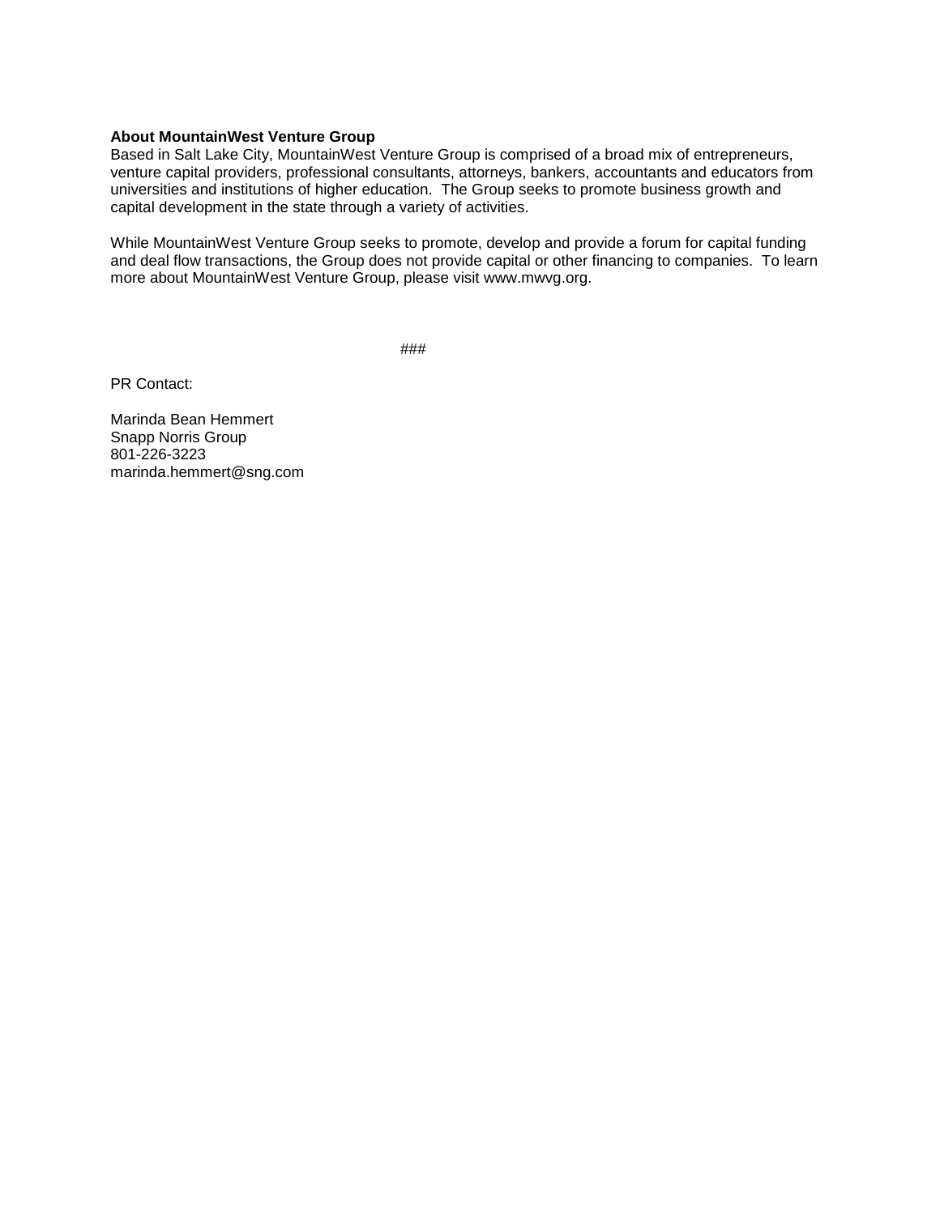**About MountainWest Venture Group**
Based in Salt Lake City, MountainWest Venture Group is comprised of a broad mix of entrepreneurs, venture capital providers, professional consultants, attorneys, bankers, accountants and educators from universities and institutions of higher education. The Group seeks to promote business growth and capital development in the state through a variety of activities.

While MountainWest Venture Group seeks to promote, develop and provide a forum for capital funding and deal flow transactions, the Group does not provide capital or other financing to companies. To learn more about MountainWest Venture Group, please visit www.mwvg.org.

###

PR Contact:

Marinda Bean Hemmert
Snapp Norris Group
801-226-3223
marinda.hemmert@sng.com